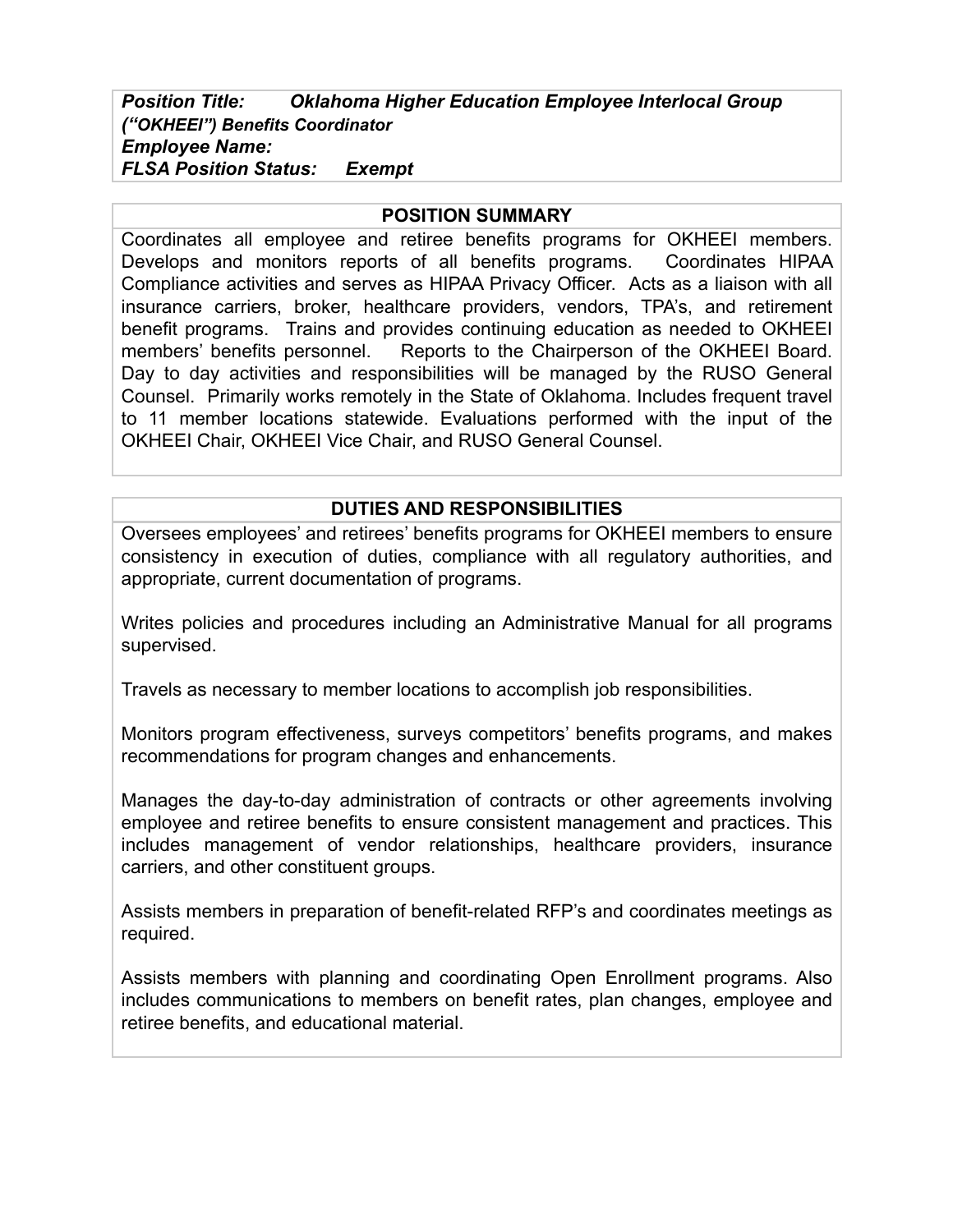***Position Title:*** ***Oklahoma Higher Education Employee Interlocal Group (“OKHEEI”) Benefits Coordinator***
***Employee Name:***
***FLSA Position Status:*** ***Exempt***

## POSITION SUMMARY

Coordinates all employee and retiree benefits programs for OKHEEI members. Develops and monitors reports of all benefits programs. Coordinates HIPAA Compliance activities and serves as HIPAA Privacy Officer. Acts as a liaison with all insurance carriers, broker, healthcare providers, vendors, TPA’s, and retirement benefit programs. Trains and provides continuing education as needed to OKHEEI members’ benefits personnel. Reports to the Chairperson of the OKHEEI Board. Day to day activities and responsibilities will be managed by the RUSO General Counsel. Primarily works remotely in the State of Oklahoma. Includes frequent travel to 11 member locations statewide. Evaluations performed with the input of the OKHEEI Chair, OKHEEI Vice Chair, and RUSO General Counsel.

## DUTIES AND RESPONSIBILITIES

Oversees employees’ and retirees’ benefits programs for OKHEEI members to ensure consistency in execution of duties, compliance with all regulatory authorities, and appropriate, current documentation of programs.

Writes policies and procedures including an Administrative Manual for all programs supervised.

Travels as necessary to member locations to accomplish job responsibilities.

Monitors program effectiveness, surveys competitors’ benefits programs, and makes recommendations for program changes and enhancements.

Manages the day-to-day administration of contracts or other agreements involving employee and retiree benefits to ensure consistent management and practices. This includes management of vendor relationships, healthcare providers, insurance carriers, and other constituent groups.

Assists members in preparation of benefit-related RFP’s and coordinates meetings as required.

Assists members with planning and coordinating Open Enrollment programs. Also includes communications to members on benefit rates, plan changes, employee and retiree benefits, and educational material.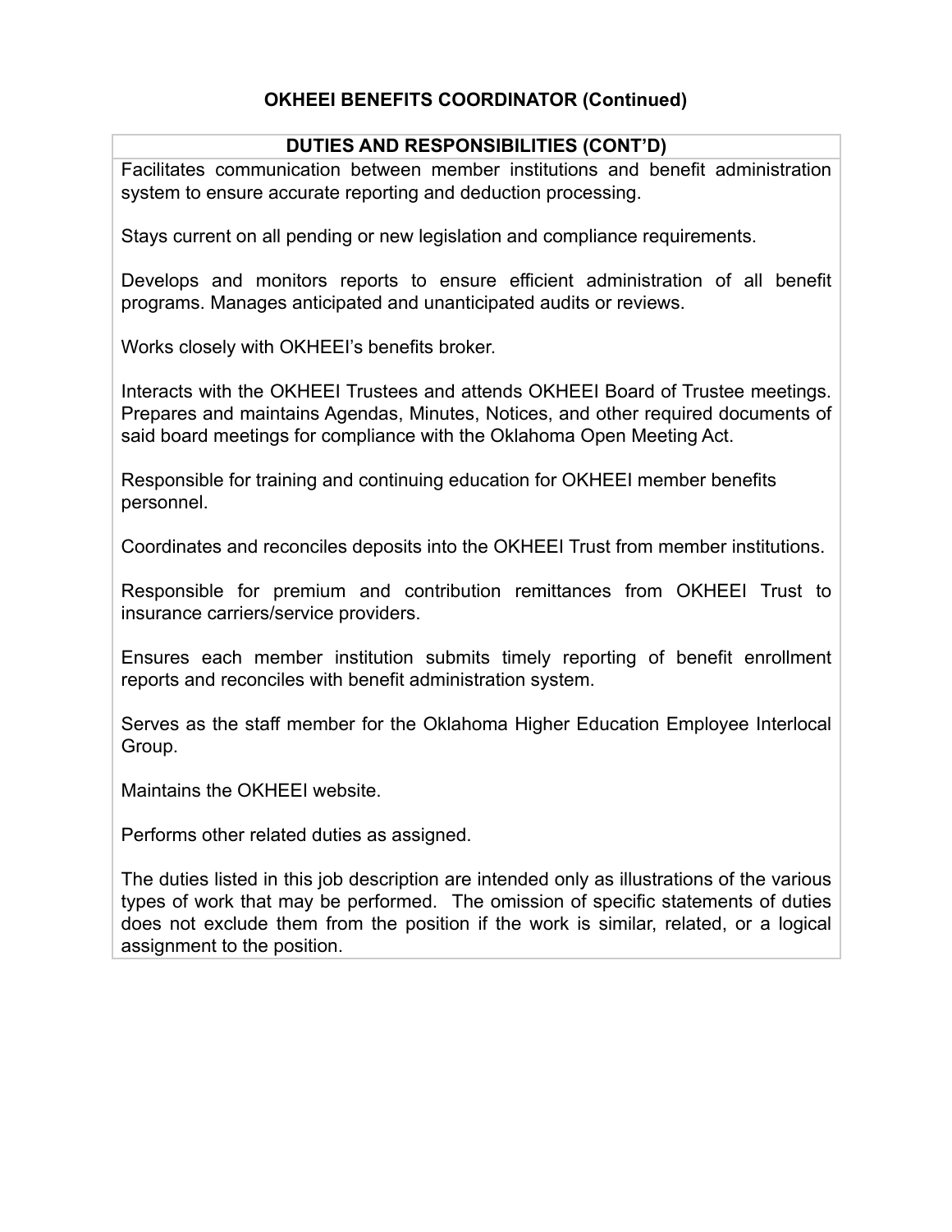## OKHEEI BENEFITS COORDINATOR (Continued)

### DUTIES AND RESPONSIBILITIES (CONT'D)

Facilitates communication between member institutions and benefit administration system to ensure accurate reporting and deduction processing.

Stays current on all pending or new legislation and compliance requirements.

Develops and monitors reports to ensure efficient administration of all benefit programs. Manages anticipated and unanticipated audits or reviews.

Works closely with OKHEEI's benefits broker.

Interacts with the OKHEEI Trustees and attends OKHEEI Board of Trustee meetings. Prepares and maintains Agendas, Minutes, Notices, and other required documents of said board meetings for compliance with the Oklahoma Open Meeting Act.

Responsible for training and continuing education for OKHEEI member benefits personnel.

Coordinates and reconciles deposits into the OKHEEI Trust from member institutions.

Responsible for premium and contribution remittances from OKHEEI Trust to insurance carriers/service providers.

Ensures each member institution submits timely reporting of benefit enrollment reports and reconciles with benefit administration system.

Serves as the staff member for the Oklahoma Higher Education Employee Interlocal Group.

Maintains the OKHEEI website.

Performs other related duties as assigned.

The duties listed in this job description are intended only as illustrations of the various types of work that may be performed. The omission of specific statements of duties does not exclude them from the position if the work is similar, related, or a logical assignment to the position.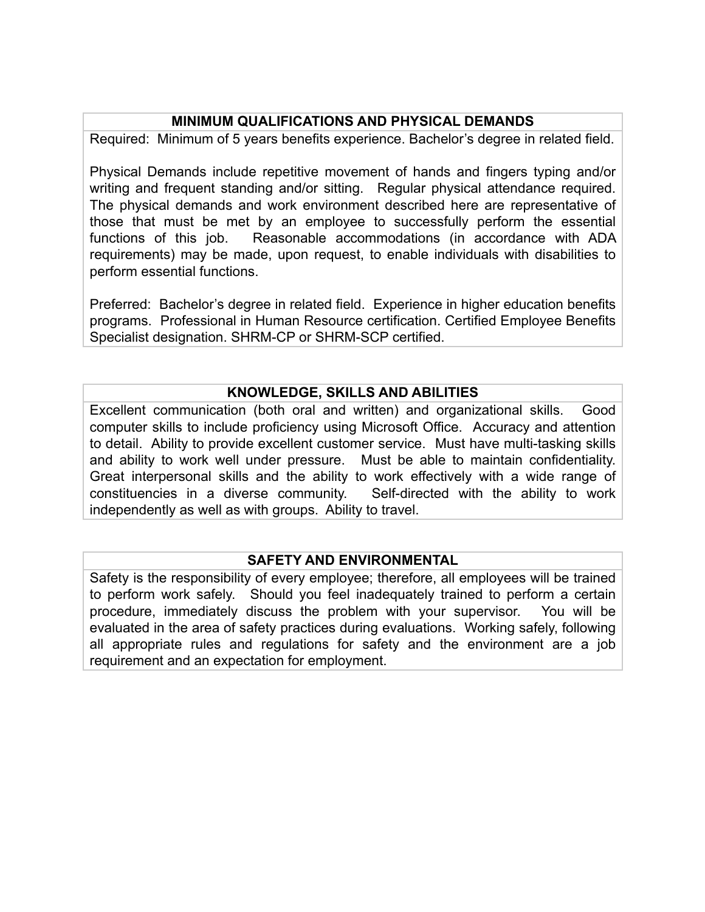## MINIMUM QUALIFICATIONS AND PHYSICAL DEMANDS

Required: Minimum of 5 years benefits experience. Bachelor's degree in related field.

Physical Demands include repetitive movement of hands and fingers typing and/or writing and frequent standing and/or sitting. Regular physical attendance required. The physical demands and work environment described here are representative of those that must be met by an employee to successfully perform the essential functions of this job. Reasonable accommodations (in accordance with ADA requirements) may be made, upon request, to enable individuals with disabilities to perform essential functions.

Preferred: Bachelor's degree in related field. Experience in higher education benefits programs. Professional in Human Resource certification. Certified Employee Benefits Specialist designation. SHRM-CP or SHRM-SCP certified.

## KNOWLEDGE, SKILLS AND ABILITIES

Excellent communication (both oral and written) and organizational skills. Good computer skills to include proficiency using Microsoft Office. Accuracy and attention to detail. Ability to provide excellent customer service. Must have multi-tasking skills and ability to work well under pressure. Must be able to maintain confidentiality. Great interpersonal skills and the ability to work effectively with a wide range of constituencies in a diverse community. Self-directed with the ability to work independently as well as with groups. Ability to travel.

## SAFETY AND ENVIRONMENTAL

Safety is the responsibility of every employee; therefore, all employees will be trained to perform work safely. Should you feel inadequately trained to perform a certain procedure, immediately discuss the problem with your supervisor. You will be evaluated in the area of safety practices during evaluations. Working safely, following all appropriate rules and regulations for safety and the environment are a job requirement and an expectation for employment.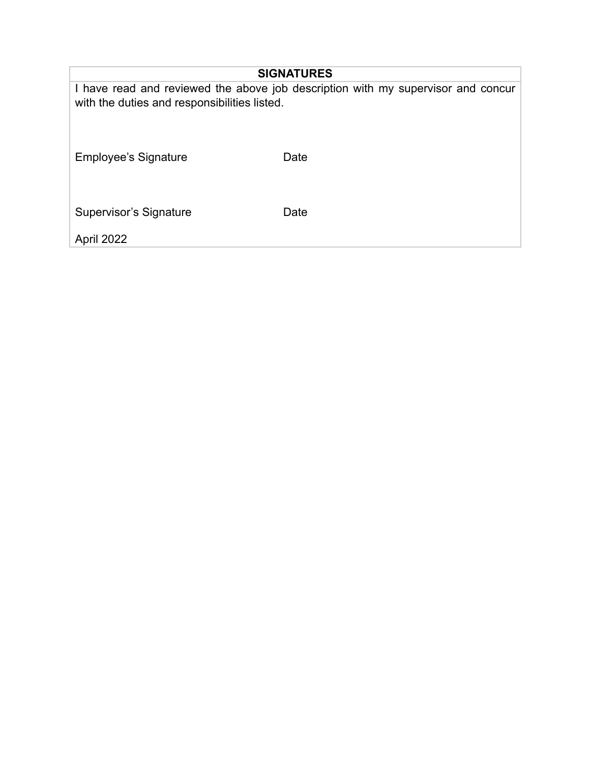| SIGNATURES | |
|---|---|
| I have read and reviewed the above job description with my supervisor and concur with the duties and responsibilities listed. | |
| Employee's Signature | Date |
| Supervisor's Signature | Date |
| April 2022 | |